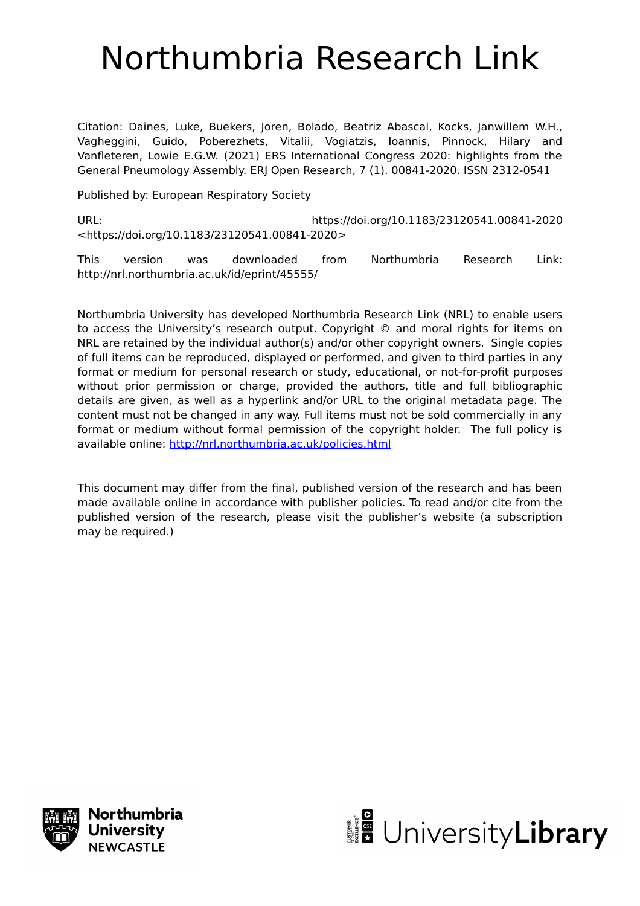# Northumbria Research Link

Citation: Daines, Luke, Buekers, Joren, Bolado, Beatriz Abascal, Kocks, Janwillem W.H., Vagheggini, Guido, Poberezhets, Vitalii, Vogiatzis, Ioannis, Pinnock, Hilary and Vanfleteren, Lowie E.G.W. (2021) ERS International Congress 2020: highlights from the General Pneumology Assembly. ERJ Open Research, 7 (1). 00841-2020. ISSN 2312-0541

Published by: European Respiratory Society

URL: https://doi.org/10.1183/23120541.00841-2020 <https://doi.org/10.1183/23120541.00841-2020>

This version was downloaded from Northumbria Research Link: http://nrl.northumbria.ac.uk/id/eprint/45555/

Northumbria University has developed Northumbria Research Link (NRL) to enable users to access the University's research output. Copyright © and moral rights for items on NRL are retained by the individual author(s) and/or other copyright owners. Single copies of full items can be reproduced, displayed or performed, and given to third parties in any format or medium for personal research or study, educational, or not-for-profit purposes without prior permission or charge, provided the authors, title and full bibliographic details are given, as well as a hyperlink and/or URL to the original metadata page. The content must not be changed in any way. Full items must not be sold commercially in any format or medium without formal permission of the copyright holder. The full policy is available online: http://nrl.northumbria.ac.uk/policies.html

This document may differ from the final, published version of the research and has been made available online in accordance with publisher policies. To read and/or cite from the published version of the research, please visit the publisher's website (a subscription may be required.)

Northumbria University NEWCASTLE

UniversityLibrary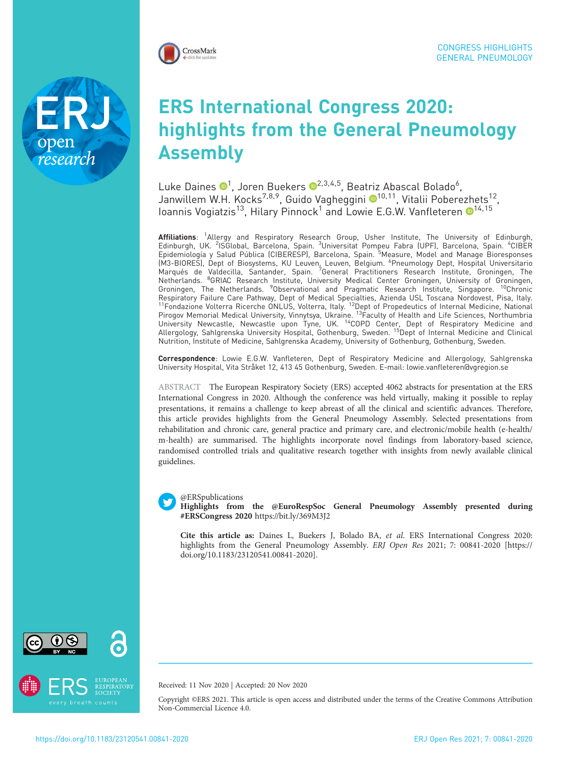CONGRESS HIGHLIGHTS
GENERAL PNEUMOLOGY

# ERS International Congress 2020: highlights from the General Pneumology Assembly

Luke Daines[1], Joren Buekers[2,3,4,5], Beatriz Abascal Bolado[6], Janwillem W.H. Kocks[7,8,9], Guido Vagheggini[10,11], Vitalii Poberezhets[12], Ioannis Vogiatzis[13], Hilary Pinnock[1] and Lowie E.G.W. Vanfleteren[14,15]

**Affiliations**: [1]Allergy and Respiratory Research Group, Usher Institute, The University of Edinburgh, Edinburgh, UK. [2]ISGlobal, Barcelona, Spain. [3]Universitat Pompeu Fabra (UPF), Barcelona, Spain. [4]CIBER Epidemiología y Salud Pública (CIBERESP), Barcelona, Spain. [5]Measure, Model and Manage Bioresponses (M3-BIORES), Dept of Biosystems, KU Leuven, Leuven, Belgium. [6]Pneumology Dept, Hospital Universitario Marqués de Valdecilla, Santander, Spain. [7]General Practitioners Research Institute, Groningen, The Netherlands. [8]GRIAC Research Institute, University Medical Center Groningen, University of Groningen, Groningen, The Netherlands. [9]Observational and Pragmatic Research Institute, Singapore. [10]Chronic Respiratory Failure Care Pathway, Dept of Medical Specialties, Azienda USL Toscana Nordovest, Pisa, Italy. [11]Fondazione Volterra Ricerche ONLUS, Volterra, Italy. [12]Dept of Propedeutics of Internal Medicine, National Pirogov Memorial Medical University, Vinnytsya, Ukraine. [13]Faculty of Health and Life Sciences, Northumbria University Newcastle, Newcastle upon Tyne, UK. [14]COPD Center, Dept of Respiratory Medicine and Allergology, Sahlgrenska University Hospital, Gothenburg, Sweden. [15]Dept of Internal Medicine and Clinical Nutrition, Institute of Medicine, Sahlgrenska Academy, University of Gothenburg, Gothenburg, Sweden.

**Correspondence**: Lowie E.G.W. Vanfleteren, Dept of Respiratory Medicine and Allergology, Sahlgrenska University Hospital, Vita Stråket 12, 413 45 Gothenburg, Sweden. E-mail: lowie.vanfleteren@vgregion.se

ABSTRACT The European Respiratory Society (ERS) accepted 4062 abstracts for presentation at the ERS International Congress in 2020. Although the conference was held virtually, making it possible to replay presentations, it remains a challenge to keep abreast of all the clinical and scientific advances. Therefore, this article provides highlights from the General Pneumology Assembly. Selected presentations from rehabilitation and chronic care, general practice and primary care, and electronic/mobile health (e-health/m-health) are summarised. The highlights incorporate novel findings from laboratory-based science, randomised controlled trials and qualitative research together with insights from newly available clinical guidelines.

@ERSpublications
**Highlights from the @EuroRespSoc General Pneumology Assembly presented during #ERSCongress 2020** https://bit.ly/369M3J2

**Cite this article as:** Daines L, Buekers J, Bolado BA, *et al.* ERS International Congress 2020: highlights from the General Pneumology Assembly. *ERJ Open Res* 2021; 7: 00841-2020 [https://doi.org/10.1183/23120541.00841-2020].

Received: 11 Nov 2020 | Accepted: 20 Nov 2020

Copyright ©ERS 2021. This article is open access and distributed under the terms of the Creative Commons Attribution Non-Commercial Licence 4.0.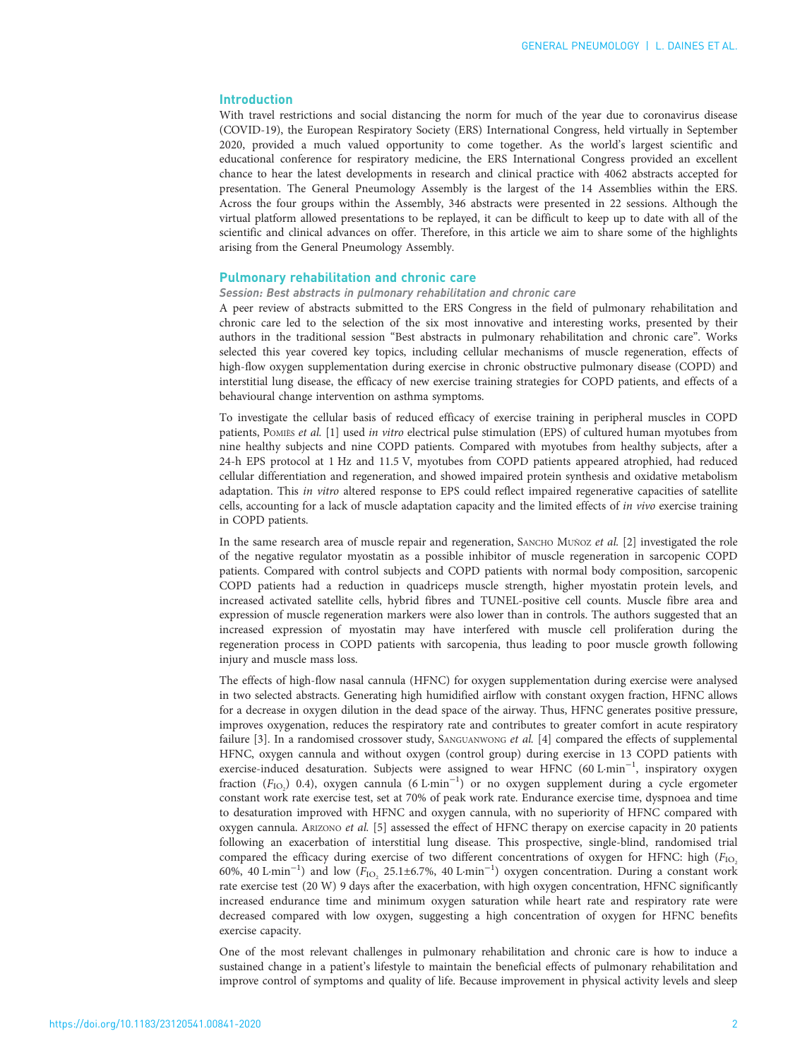## Introduction

With travel restrictions and social distancing the norm for much of the year due to coronavirus disease (COVID-19), the European Respiratory Society (ERS) International Congress, held virtually in September 2020, provided a much valued opportunity to come together. As the world's largest scientific and educational conference for respiratory medicine, the ERS International Congress provided an excellent chance to hear the latest developments in research and clinical practice with 4062 abstracts accepted for presentation. The General Pneumology Assembly is the largest of the 14 Assemblies within the ERS. Across the four groups within the Assembly, 346 abstracts were presented in 22 sessions. Although the virtual platform allowed presentations to be replayed, it can be difficult to keep up to date with all of the scientific and clinical advances on offer. Therefore, in this article we aim to share some of the highlights arising from the General Pneumology Assembly.

## Pulmonary rehabilitation and chronic care

### Session: Best abstracts in pulmonary rehabilitation and chronic care

A peer review of abstracts submitted to the ERS Congress in the field of pulmonary rehabilitation and chronic care led to the selection of the six most innovative and interesting works, presented by their authors in the traditional session "Best abstracts in pulmonary rehabilitation and chronic care". Works selected this year covered key topics, including cellular mechanisms of muscle regeneration, effects of high-flow oxygen supplementation during exercise in chronic obstructive pulmonary disease (COPD) and interstitial lung disease, the efficacy of new exercise training strategies for COPD patients, and effects of a behavioural change intervention on asthma symptoms.

To investigate the cellular basis of reduced efficacy of exercise training in peripheral muscles in COPD patients, Pomiès *et al.* [1] used *in vitro* electrical pulse stimulation (EPS) of cultured human myotubes from nine healthy subjects and nine COPD patients. Compared with myotubes from healthy subjects, after a 24-h EPS protocol at 1 Hz and 11.5 V, myotubes from COPD patients appeared atrophied, had reduced cellular differentiation and regeneration, and showed impaired protein synthesis and oxidative metabolism adaptation. This *in vitro* altered response to EPS could reflect impaired regenerative capacities of satellite cells, accounting for a lack of muscle adaptation capacity and the limited effects of *in vivo* exercise training in COPD patients.

In the same research area of muscle repair and regeneration, Sancho Muñoz *et al.* [2] investigated the role of the negative regulator myostatin as a possible inhibitor of muscle regeneration in sarcopenic COPD patients. Compared with control subjects and COPD patients with normal body composition, sarcopenic COPD patients had a reduction in quadriceps muscle strength, higher myostatin protein levels, and increased activated satellite cells, hybrid fibres and TUNEL-positive cell counts. Muscle fibre area and expression of muscle regeneration markers were also lower than in controls. The authors suggested that an increased expression of myostatin may have interfered with muscle cell proliferation during the regeneration process in COPD patients with sarcopenia, thus leading to poor muscle growth following injury and muscle mass loss.

The effects of high-flow nasal cannula (HFNC) for oxygen supplementation during exercise were analysed in two selected abstracts. Generating high humidified airflow with constant oxygen fraction, HFNC allows for a decrease in oxygen dilution in the dead space of the airway. Thus, HFNC generates positive pressure, improves oxygenation, reduces the respiratory rate and contributes to greater comfort in acute respiratory failure [3]. In a randomised crossover study, Sanguanwong *et al.* [4] compared the effects of supplemental HFNC, oxygen cannula and without oxygen (control group) during exercise in 13 COPD patients with exercise-induced desaturation. Subjects were assigned to wear HFNC (60 L·min$^{-1}$, inspiratory oxygen fraction ($F_{IO_2}$) 0.4), oxygen cannula (6 L·min$^{-1}$) or no oxygen supplement during a cycle ergometer constant work rate exercise test, set at 70% of peak work rate. Endurance exercise time, dyspnoea and time to desaturation improved with HFNC and oxygen cannula, with no superiority of HFNC compared with oxygen cannula. Arizono *et al.* [5] assessed the effect of HFNC therapy on exercise capacity in 20 patients following an exacerbation of interstitial lung disease. This prospective, single-blind, randomised trial compared the efficacy during exercise of two different concentrations of oxygen for HFNC: high ($F_{IO_2}$ 60%, 40 L·min$^{-1}$) and low ($F_{IO_2}$ 25.1±6.7%, 40 L·min$^{-1}$) oxygen concentration. During a constant work rate exercise test (20 W) 9 days after the exacerbation, with high oxygen concentration, HFNC significantly increased endurance time and minimum oxygen saturation while heart rate and respiratory rate were decreased compared with low oxygen, suggesting a high concentration of oxygen for HFNC benefits exercise capacity.

One of the most relevant challenges in pulmonary rehabilitation and chronic care is how to induce a sustained change in a patient's lifestyle to maintain the beneficial effects of pulmonary rehabilitation and improve control of symptoms and quality of life. Because improvement in physical activity levels and sleep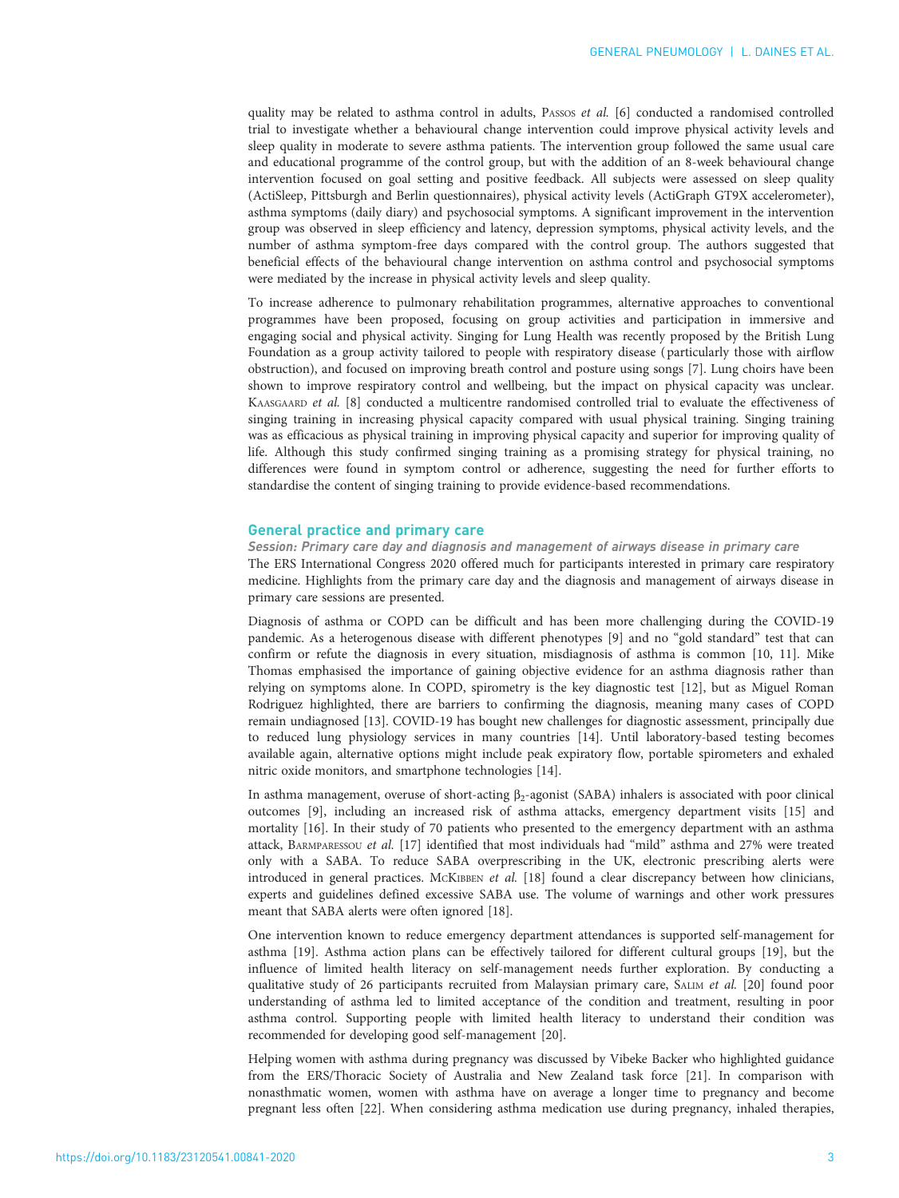quality may be related to asthma control in adults, Passos et al. [6] conducted a randomised controlled trial to investigate whether a behavioural change intervention could improve physical activity levels and sleep quality in moderate to severe asthma patients. The intervention group followed the same usual care and educational programme of the control group, but with the addition of an 8-week behavioural change intervention focused on goal setting and positive feedback. All subjects were assessed on sleep quality (ActiSleep, Pittsburgh and Berlin questionnaires), physical activity levels (ActiGraph GT9X accelerometer), asthma symptoms (daily diary) and psychosocial symptoms. A significant improvement in the intervention group was observed in sleep efficiency and latency, depression symptoms, physical activity levels, and the number of asthma symptom-free days compared with the control group. The authors suggested that beneficial effects of the behavioural change intervention on asthma control and psychosocial symptoms were mediated by the increase in physical activity levels and sleep quality.

To increase adherence to pulmonary rehabilitation programmes, alternative approaches to conventional programmes have been proposed, focusing on group activities and participation in immersive and engaging social and physical activity. Singing for Lung Health was recently proposed by the British Lung Foundation as a group activity tailored to people with respiratory disease (particularly those with airflow obstruction), and focused on improving breath control and posture using songs [7]. Lung choirs have been shown to improve respiratory control and wellbeing, but the impact on physical capacity was unclear. Kaasgaard et al. [8] conducted a multicentre randomised controlled trial to evaluate the effectiveness of singing training in increasing physical capacity compared with usual physical training. Singing training was as efficacious as physical training in improving physical capacity and superior for improving quality of life. Although this study confirmed singing training as a promising strategy for physical training, no differences were found in symptom control or adherence, suggesting the need for further efforts to standardise the content of singing training to provide evidence-based recommendations.

## General practice and primary care

### Session: Primary care day and diagnosis and management of airways disease in primary care

The ERS International Congress 2020 offered much for participants interested in primary care respiratory medicine. Highlights from the primary care day and the diagnosis and management of airways disease in primary care sessions are presented.

Diagnosis of asthma or COPD can be difficult and has been more challenging during the COVID-19 pandemic. As a heterogenous disease with different phenotypes [9] and no "gold standard" test that can confirm or refute the diagnosis in every situation, misdiagnosis of asthma is common [10, 11]. Mike Thomas emphasised the importance of gaining objective evidence for an asthma diagnosis rather than relying on symptoms alone. In COPD, spirometry is the key diagnostic test [12], but as Miguel Roman Rodriguez highlighted, there are barriers to confirming the diagnosis, meaning many cases of COPD remain undiagnosed [13]. COVID-19 has bought new challenges for diagnostic assessment, principally due to reduced lung physiology services in many countries [14]. Until laboratory-based testing becomes available again, alternative options might include peak expiratory flow, portable spirometers and exhaled nitric oxide monitors, and smartphone technologies [14].

In asthma management, overuse of short-acting $\beta_2$-agonist (SABA) inhalers is associated with poor clinical outcomes [9], including an increased risk of asthma attacks, emergency department visits [15] and mortality [16]. In their study of 70 patients who presented to the emergency department with an asthma attack, Barmparessou et al. [17] identified that most individuals had "mild" asthma and 27% were treated only with a SABA. To reduce SABA overprescribing in the UK, electronic prescribing alerts were introduced in general practices. McKibben et al. [18] found a clear discrepancy between how clinicians, experts and guidelines defined excessive SABA use. The volume of warnings and other work pressures meant that SABA alerts were often ignored [18].

One intervention known to reduce emergency department attendances is supported self-management for asthma [19]. Asthma action plans can be effectively tailored for different cultural groups [19], but the influence of limited health literacy on self-management needs further exploration. By conducting a qualitative study of 26 participants recruited from Malaysian primary care, Salim et al. [20] found poor understanding of asthma led to limited acceptance of the condition and treatment, resulting in poor asthma control. Supporting people with limited health literacy to understand their condition was recommended for developing good self-management [20].

Helping women with asthma during pregnancy was discussed by Vibeke Backer who highlighted guidance from the ERS/Thoracic Society of Australia and New Zealand task force [21]. In comparison with nonasthmatic women, women with asthma have on average a longer time to pregnancy and become pregnant less often [22]. When considering asthma medication use during pregnancy, inhaled therapies,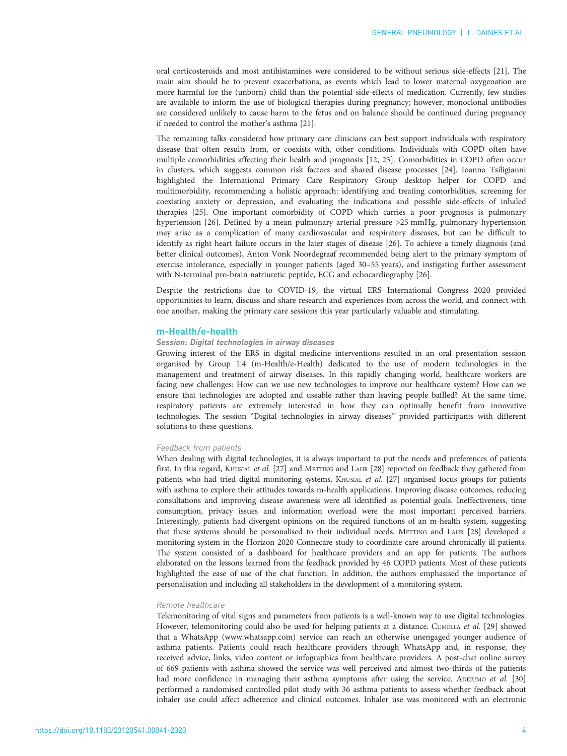oral corticosteroids and most antihistamines were considered to be without serious side-effects [21]. The main aim should be to prevent exacerbations, as events which lead to lower maternal oxygenation are more harmful for the (unborn) child than the potential side-effects of medication. Currently, few studies are available to inform the use of biological therapies during pregnancy; however, monoclonal antibodies are considered unlikely to cause harm to the fetus and on balance should be continued during pregnancy if needed to control the mother's asthma [21].

The remaining talks considered how primary care clinicians can best support individuals with respiratory disease that often results from, or coexists with, other conditions. Individuals with COPD often have multiple comorbidities affecting their health and prognosis [12, 23]. Comorbidities in COPD often occur in clusters, which suggests common risk factors and shared disease processes [24]. Ioanna Tsiligianni highlighted the International Primary Care Respiratory Group desktop helper for COPD and multimorbidity, recommending a holistic approach: identifying and treating comorbidities, screening for coexisting anxiety or depression, and evaluating the indications and possible side-effects of inhaled therapies [25]. One important comorbidity of COPD which carries a poor prognosis is pulmonary hypertension [26]. Defined by a mean pulmonary arterial pressure >25 mmHg, pulmonary hypertension may arise as a complication of many cardiovascular and respiratory diseases, but can be difficult to identify as right heart failure occurs in the later stages of disease [26]. To achieve a timely diagnosis (and better clinical outcomes), Anton Vonk Noordegraaf recommended being alert to the primary symptom of exercise intolerance, especially in younger patients (aged 30–55 years), and instigating further assessment with N-terminal pro-brain natriuretic peptide, ECG and echocardiography [26].

Despite the restrictions due to COVID-19, the virtual ERS International Congress 2020 provided opportunities to learn, discuss and share research and experiences from across the world, and connect with one another, making the primary care sessions this year particularly valuable and stimulating.

## m-Health/e-health

### Session: Digital technologies in airway diseases

Growing interest of the ERS in digital medicine interventions resulted in an oral presentation session organised by Group 1.4 (m-Health/e-Health) dedicated to the use of modern technologies in the management and treatment of airway diseases. In this rapidly changing world, healthcare workers are facing new challenges: How can we use new technologies to improve our healthcare system? How can we ensure that technologies are adopted and useable rather than leaving people baffled? At the same time, respiratory patients are extremely interested in how they can optimally benefit from innovative technologies. The session "Digital technologies in airway diseases" provided participants with different solutions to these questions.

#### Feedback from patients

When dealing with digital technologies, it is always important to put the needs and preferences of patients first. In this regard, Khusial *et al.* [27] and Metting and Lahr [28] reported on feedback they gathered from patients who had tried digital monitoring systems. Khusial *et al.* [27] organised focus groups for patients with asthma to explore their attitudes towards m-health applications. Improving disease outcomes, reducing consultations and improving disease awareness were all identified as potential goals. Ineffectiveness, time consumption, privacy issues and information overload were the most important perceived barriers. Interestingly, patients had divergent opinions on the required functions of an m-health system, suggesting that these systems should be personalised to their individual needs. Metting and Lahr [28] developed a monitoring system in the Horizon 2020 Connecare study to coordinate care around chronically ill patients. The system consisted of a dashboard for healthcare providers and an app for patients. The authors elaborated on the lessons learned from the feedback provided by 46 COPD patients. Most of these patients highlighted the ease of use of the chat function. In addition, the authors emphasised the importance of personalisation and including all stakeholders in the development of a monitoring system.

#### Remote healthcare

Telemonitoring of vital signs and parameters from patients is a well-known way to use digital technologies. However, telemonitoring could also be used for helping patients at a distance. Cumella *et al.* [29] showed that a WhatsApp (www.whatsapp.com) service can reach an otherwise unengaged younger audience of asthma patients. Patients could reach healthcare providers through WhatsApp and, in response, they received advice, links, video content or infographics from healthcare providers. A post-chat online survey of 669 patients with asthma showed the service was well perceived and almost two-thirds of the patients had more confidence in managing their asthma symptoms after using the service. Adejumo *et al.* [30] performed a randomised controlled pilot study with 36 asthma patients to assess whether feedback about inhaler use could affect adherence and clinical outcomes. Inhaler use was monitored with an electronic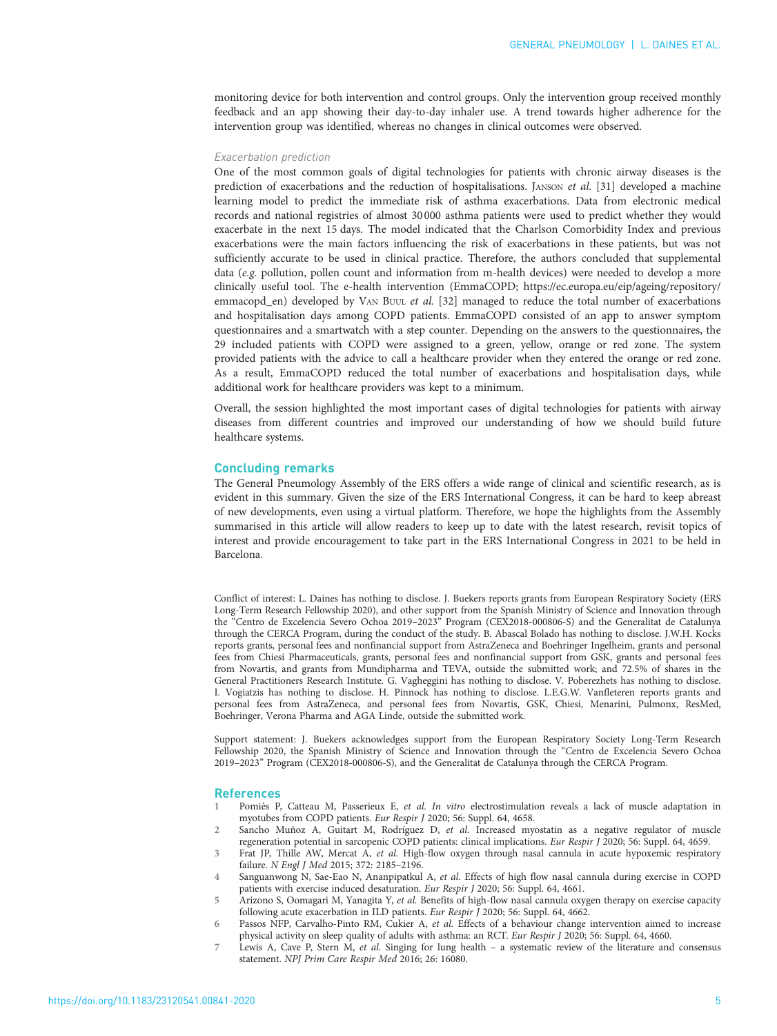monitoring device for both intervention and control groups. Only the intervention group received monthly feedback and an app showing their day-to-day inhaler use. A trend towards higher adherence for the intervention group was identified, whereas no changes in clinical outcomes were observed.

### *Exacerbation prediction*

One of the most common goals of digital technologies for patients with chronic airway diseases is the prediction of exacerbations and the reduction of hospitalisations. Janson *et al.* [31] developed a machine learning model to predict the immediate risk of asthma exacerbations. Data from electronic medical records and national registries of almost 30 000 asthma patients were used to predict whether they would exacerbate in the next 15 days. The model indicated that the Charlson Comorbidity Index and previous exacerbations were the main factors influencing the risk of exacerbations in these patients, but was not sufficiently accurate to be used in clinical practice. Therefore, the authors concluded that supplemental data (*e.g.* pollution, pollen count and information from m-health devices) were needed to develop a more clinically useful tool. The e-health intervention (EmmaCOPD; https://ec.europa.eu/eip/ageing/repository/emmacopd_en) developed by Van Buul *et al.* [32] managed to reduce the total number of exacerbations and hospitalisation days among COPD patients. EmmaCOPD consisted of an app to answer symptom questionnaires and a smartwatch with a step counter. Depending on the answers to the questionnaires, the 29 included patients with COPD were assigned to a green, yellow, orange or red zone. The system provided patients with the advice to call a healthcare provider when they entered the orange or red zone. As a result, EmmaCOPD reduced the total number of exacerbations and hospitalisation days, while additional work for healthcare providers was kept to a minimum.

Overall, the session highlighted the most important cases of digital technologies for patients with airway diseases from different countries and improved our understanding of how we should build future healthcare systems.

## Concluding remarks

The General Pneumology Assembly of the ERS offers a wide range of clinical and scientific research, as is evident in this summary. Given the size of the ERS International Congress, it can be hard to keep abreast of new developments, even using a virtual platform. Therefore, we hope the highlights from the Assembly summarised in this article will allow readers to keep up to date with the latest research, revisit topics of interest and provide encouragement to take part in the ERS International Congress in 2021 to be held in Barcelona.

Conflict of interest: L. Daines has nothing to disclose. J. Buekers reports grants from European Respiratory Society (ERS Long-Term Research Fellowship 2020), and other support from the Spanish Ministry of Science and Innovation through the "Centro de Excelencia Severo Ochoa 2019–2023" Program (CEX2018-000806-S) and the Generalitat de Catalunya through the CERCA Program, during the conduct of the study. B. Abascal Bolado has nothing to disclose. J.W.H. Kocks reports grants, personal fees and nonfinancial support from AstraZeneca and Boehringer Ingelheim, grants and personal fees from Chiesi Pharmaceuticals, grants, personal fees and nonfinancial support from GSK, grants and personal fees from Novartis, and grants from Mundipharma and TEVA, outside the submitted work; and 72.5% of shares in the General Practitioners Research Institute. G. Vagheggini has nothing to disclose. V. Poberezhets has nothing to disclose. I. Vogiatzis has nothing to disclose. H. Pinnock has nothing to disclose. L.E.G.W. Vanfleteren reports grants and personal fees from AstraZeneca, and personal fees from Novartis, GSK, Chiesi, Menarini, Pulmonx, ResMed, Boehringer, Verona Pharma and AGA Linde, outside the submitted work.

Support statement: J. Buekers acknowledges support from the European Respiratory Society Long-Term Research Fellowship 2020, the Spanish Ministry of Science and Innovation through the "Centro de Excelencia Severo Ochoa 2019–2023" Program (CEX2018-000806-S), and the Generalitat de Catalunya through the CERCA Program.

## References

1. Pomiès P, Catteau M, Passerieux E, *et al.* *In vitro* electrostimulation reveals a lack of muscle adaptation in myotubes from COPD patients. *Eur Respir J* 2020; 56: Suppl. 64, 4658.
2. Sancho Muñoz A, Guitart M, Rodríguez D, *et al.* Increased myostatin as a negative regulator of muscle regeneration potential in sarcopenic COPD patients: clinical implications. *Eur Respir J* 2020; 56: Suppl. 64, 4659.
3. Frat JP, Thille AW, Mercat A, *et al.* High-flow oxygen through nasal cannula in acute hypoxemic respiratory failure. *N Engl J Med* 2015; 372: 2185–2196.
4. Sanguanwong N, Sae-Eao N, Ananpipatkul A, *et al.* Effects of high flow nasal cannula during exercise in COPD patients with exercise induced desaturation. *Eur Respir J* 2020; 56: Suppl. 64, 4661.
5. Arizono S, Oomagari M, Yanagita Y, *et al.* Benefits of high-flow nasal cannula oxygen therapy on exercise capacity following acute exacerbation in ILD patients. *Eur Respir J* 2020; 56: Suppl. 64, 4662.
6. Passos NFP, Carvalho-Pinto RM, Cukier A, *et al.* Effects of a behaviour change intervention aimed to increase physical activity on sleep quality of adults with asthma: an RCT. *Eur Respir J* 2020; 56: Suppl. 64, 4660.
7. Lewis A, Cave P, Stern M, *et al.* Singing for lung health – a systematic review of the literature and consensus statement. *NPJ Prim Care Respir Med* 2016; 26: 16080.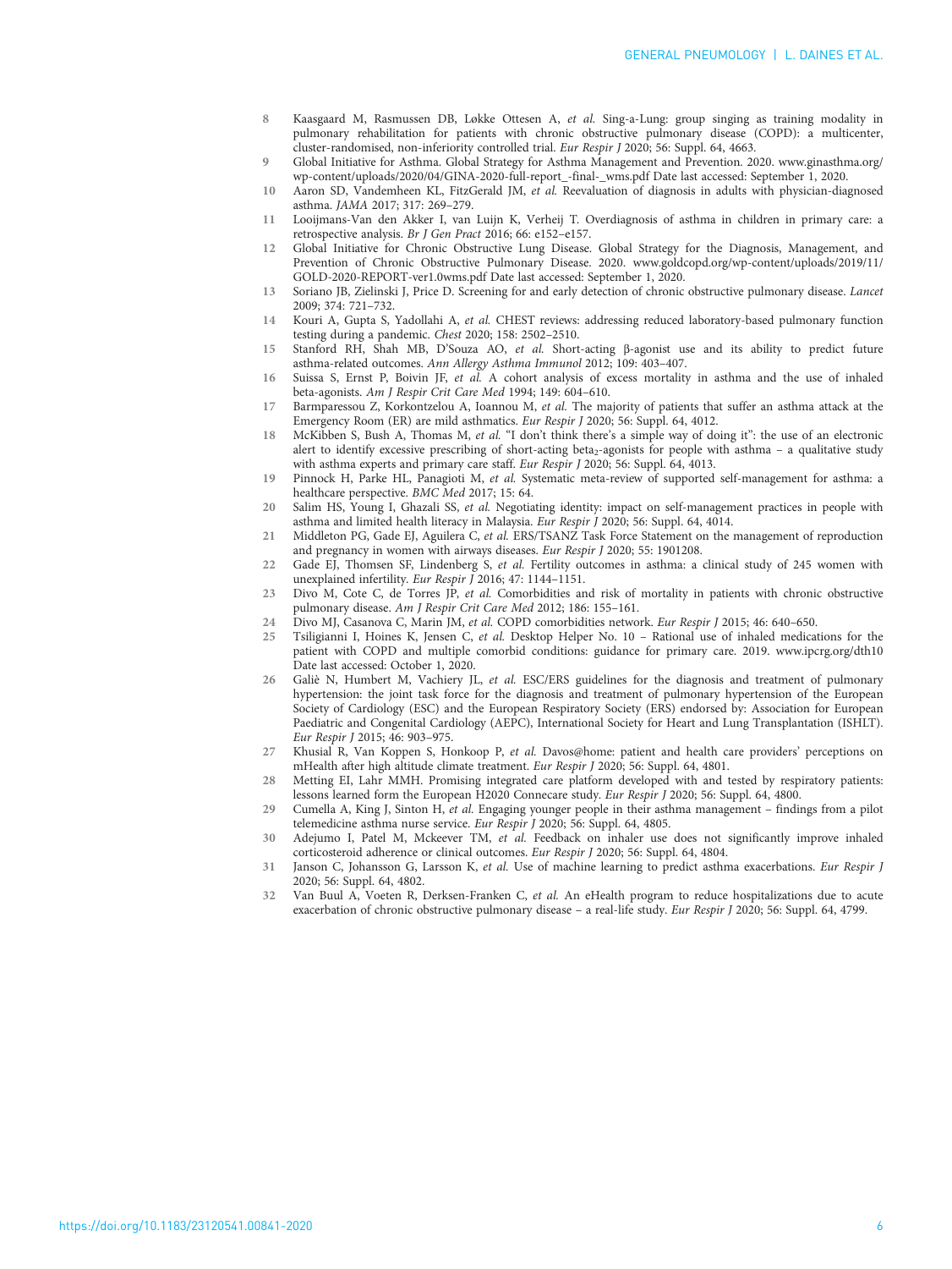8 Kaasgaard M, Rasmussen DB, Løkke Ottesen A, *et al.* Sing-a-Lung: group singing as training modality in pulmonary rehabilitation for patients with chronic obstructive pulmonary disease (COPD): a multicenter, cluster-randomised, non-inferiority controlled trial. *Eur Respir J* 2020; 56: Suppl. 64, 4663.

9 Global Initiative for Asthma. Global Strategy for Asthma Management and Prevention. 2020. www.ginasthma.org/wp-content/uploads/2020/04/GINA-2020-full-report_-final-_wms.pdf Date last accessed: September 1, 2020.

10 Aaron SD, Vandemheen KL, FitzGerald JM, *et al.* Reevaluation of diagnosis in adults with physician-diagnosed asthma. *JAMA* 2017; 317: 269–279.

11 Looijmans-Van den Akker I, van Luijn K, Verheij T. Overdiagnosis of asthma in children in primary care: a retrospective analysis. *Br J Gen Pract* 2016; 66: e152–e157.

12 Global Initiative for Chronic Obstructive Lung Disease. Global Strategy for the Diagnosis, Management, and Prevention of Chronic Obstructive Pulmonary Disease. 2020. www.goldcopd.org/wp-content/uploads/2019/11/GOLD-2020-REPORT-ver1.0wms.pdf Date last accessed: September 1, 2020.

13 Soriano JB, Zielinski J, Price D. Screening for and early detection of chronic obstructive pulmonary disease. *Lancet* 2009; 374: 721–732.

14 Kouri A, Gupta S, Yadollahi A, *et al.* CHEST reviews: addressing reduced laboratory-based pulmonary function testing during a pandemic. *Chest* 2020; 158: 2502–2510.

15 Stanford RH, Shah MB, D'Souza AO, *et al.* Short-acting β-agonist use and its ability to predict future asthma-related outcomes. *Ann Allergy Asthma Immunol* 2012; 109: 403–407.

16 Suissa S, Ernst P, Boivin JF, *et al.* A cohort analysis of excess mortality in asthma and the use of inhaled beta-agonists. *Am J Respir Crit Care Med* 1994; 149: 604–610.

17 Barmparessou Z, Korkontzelou A, Ioannou M, *et al.* The majority of patients that suffer an asthma attack at the Emergency Room (ER) are mild asthmatics. *Eur Respir J* 2020; 56: Suppl. 64, 4012.

18 McKibben S, Bush A, Thomas M, *et al.* "I don't think there's a simple way of doing it": the use of an electronic alert to identify excessive prescribing of short-acting beta$_2$-agonists for people with asthma – a qualitative study with asthma experts and primary care staff. *Eur Respir J* 2020; 56: Suppl. 64, 4013.

19 Pinnock H, Parke HL, Panagioti M, *et al.* Systematic meta-review of supported self-management for asthma: a healthcare perspective. *BMC Med* 2017; 15: 64.

20 Salim HS, Young I, Ghazali SS, *et al.* Negotiating identity: impact on self-management practices in people with asthma and limited health literacy in Malaysia. *Eur Respir J* 2020; 56: Suppl. 64, 4014.

21 Middleton PG, Gade EJ, Aguilera C, *et al.* ERS/TSANZ Task Force Statement on the management of reproduction and pregnancy in women with airways diseases. *Eur Respir J* 2020; 55: 1901208.

22 Gade EJ, Thomsen SF, Lindenberg S, *et al.* Fertility outcomes in asthma: a clinical study of 245 women with unexplained infertility. *Eur Respir J* 2016; 47: 1144–1151.

23 Divo M, Cote C, de Torres JP, *et al.* Comorbidities and risk of mortality in patients with chronic obstructive pulmonary disease. *Am J Respir Crit Care Med* 2012; 186: 155–161.

24 Divo MJ, Casanova C, Marin JM, *et al.* COPD comorbidities network. *Eur Respir J* 2015; 46: 640–650.

25 Tsiligianni I, Hoines K, Jensen C, *et al.* Desktop Helper No. 10 – Rational use of inhaled medications for the patient with COPD and multiple comorbid conditions: guidance for primary care. 2019. www.ipcrg.org/dth10 Date last accessed: October 1, 2020.

26 Galiè N, Humbert M, Vachiery JL, *et al.* ESC/ERS guidelines for the diagnosis and treatment of pulmonary hypertension: the joint task force for the diagnosis and treatment of pulmonary hypertension of the European Society of Cardiology (ESC) and the European Respiratory Society (ERS) endorsed by: Association for European Paediatric and Congenital Cardiology (AEPC), International Society for Heart and Lung Transplantation (ISHLT). *Eur Respir J* 2015; 46: 903–975.

27 Khusial R, Van Koppen S, Honkoop P, *et al.* Davos@home: patient and health care providers' perceptions on mHealth after high altitude climate treatment. *Eur Respir J* 2020; 56: Suppl. 64, 4801.

28 Metting EI, Lahr MMH. Promising integrated care platform developed with and tested by respiratory patients: lessons learned form the European H2020 Connecare study. *Eur Respir J* 2020; 56: Suppl. 64, 4800.

29 Cumella A, King J, Sinton H, *et al.* Engaging younger people in their asthma management – findings from a pilot telemedicine asthma nurse service. *Eur Respir J* 2020; 56: Suppl. 64, 4805.

30 Adejumo I, Patel M, Mckeever TM, *et al.* Feedback on inhaler use does not significantly improve inhaled corticosteroid adherence or clinical outcomes. *Eur Respir J* 2020; 56: Suppl. 64, 4804.

31 Janson C, Johansson G, Larsson K, *et al.* Use of machine learning to predict asthma exacerbations. *Eur Respir J* 2020; 56: Suppl. 64, 4802.

32 Van Buul A, Voeten R, Derksen-Franken C, *et al.* An eHealth program to reduce hospitalizations due to acute exacerbation of chronic obstructive pulmonary disease – a real-life study. *Eur Respir J* 2020; 56: Suppl. 64, 4799.